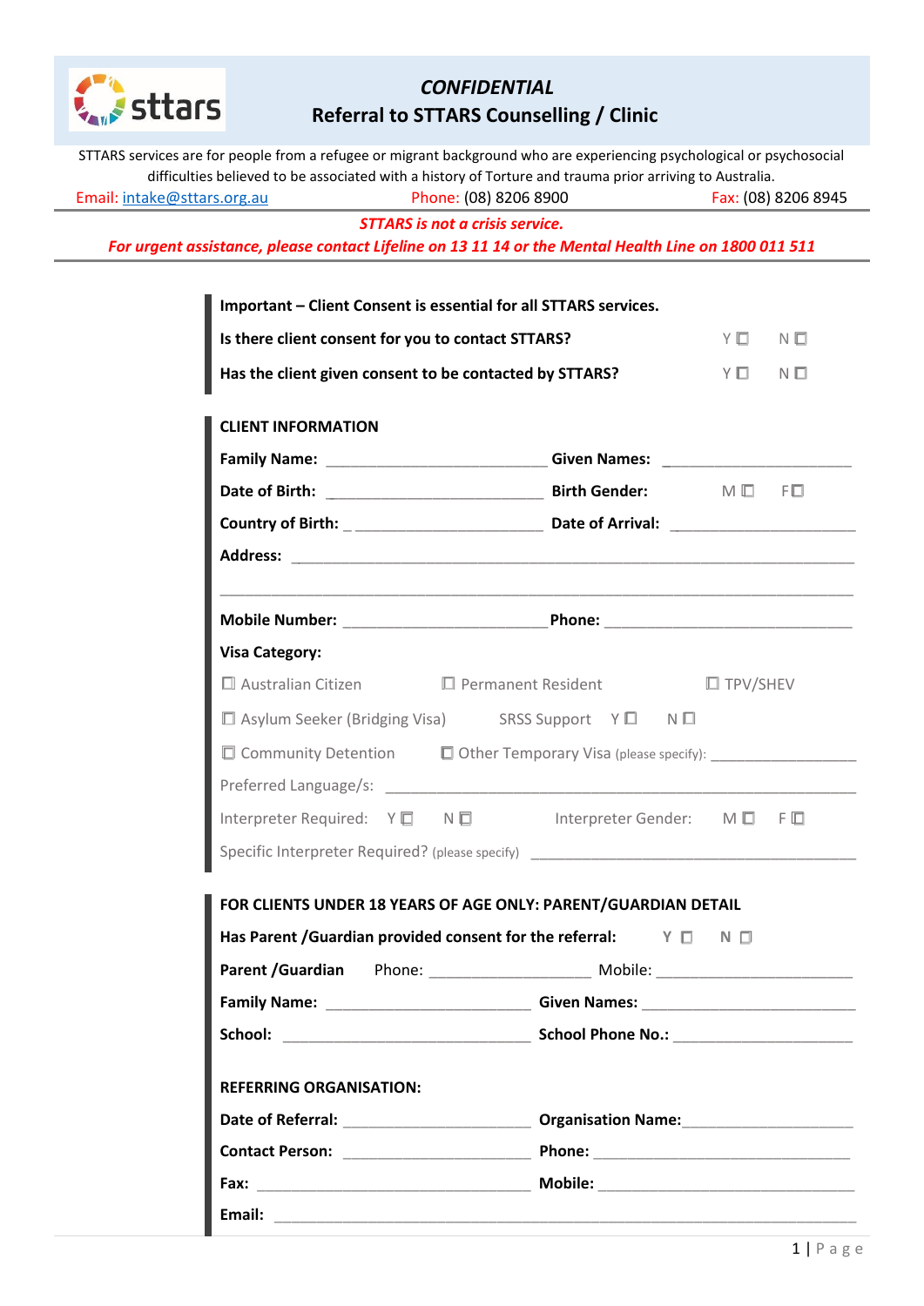# *CONFIDENTIAL*
## Referral to STTARS Counselling / Clinic

STTARS services are for people from a refugee or migrant background who are experiencing psychological or psychosocial difficulties believed to be associated with a history of Torture and trauma prior arriving to Australia.

Email: intake@sttars.org.au    Phone: (08) 8206 8900    Fax: (08) 8206 8945

***STTARS is not a crisis service.***

***For urgent assistance, please contact Lifeline on 13 11 14 or the Mental Health Line on 1800 011 511***

---

**Important – Client Consent is essential for all STTARS services.**

**Is there client consent for you to contact STTARS?** Y ☐ N ☐

**Has the client given consent to be contacted by STTARS?** Y ☐ N ☐

### CLIENT INFORMATION

**Family Name:** ____________________ **Given Names:** ____________________

**Date of Birth:** ____________________ **Birth Gender:** M ☐ F ☐

**Country of Birth:** ____________________ **Date of Arrival:** ____________________

**Address:** ________________________________________

________________________________________

**Mobile Number:** ____________________ **Phone:** ____________________

**Visa Category:**

☐ Australian Citizen ☐ Permanent Resident ☐ TPV/SHEV

☐ Asylum Seeker (Bridging Visa) SRSS Support Y ☐ N ☐

☐ Community Detention ☐ Other Temporary Visa (please specify): ____________________

Preferred Language/s: ________________________________________

Interpreter Required: Y ☐ N ☐ Interpreter Gender: M ☐ F ☐

Specific Interpreter Required? (please specify) ____________________

### FOR CLIENTS UNDER 18 YEARS OF AGE ONLY: PARENT/GUARDIAN DETAIL

**Has Parent /Guardian provided consent for the referral:** Y ☐ N ☐

**Parent /Guardian** Phone: ____________________ Mobile: ____________________

**Family Name:** ____________________ **Given Names:** ____________________

**School:** ____________________ **School Phone No.:** ____________________

### REFERRING ORGANISATION:

**Date of Referral:** ____________________ **Organisation Name:** ____________________

**Contact Person:** ____________________ **Phone:** ____________________

**Fax:** ____________________ **Mobile:** ____________________

**Email:** ________________________________________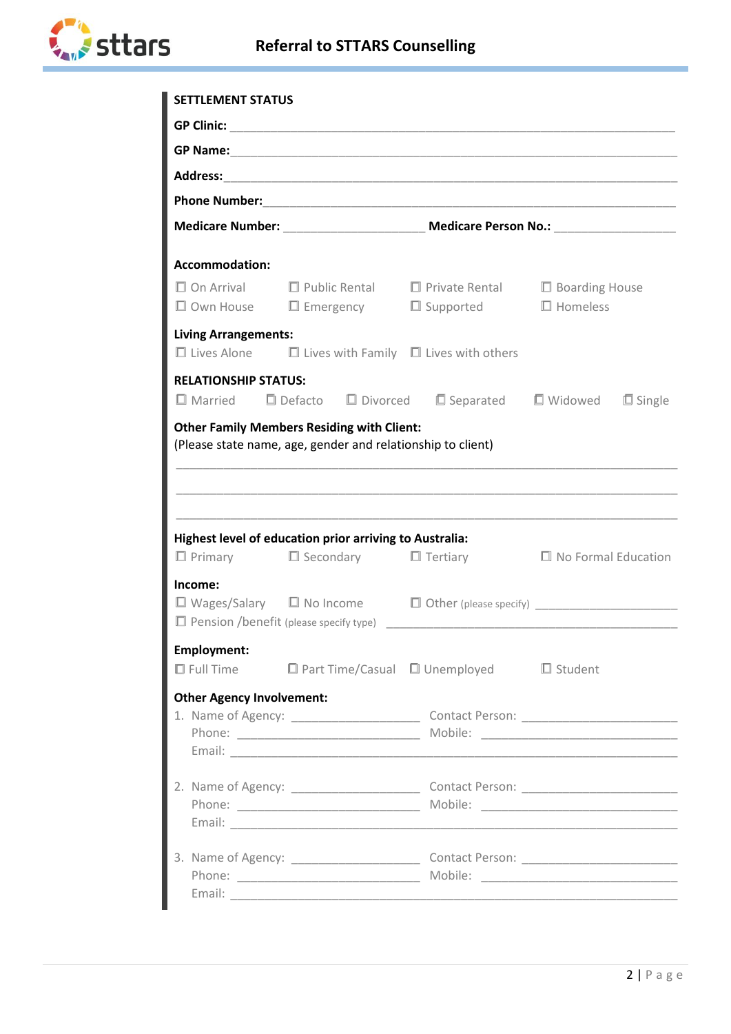## SETTLEMENT STATUS

**GP Clinic:** ______________________________________________________________

**GP Name:** ______________________________________________________________

**Address:** ______________________________________________________________

**Phone Number:** __________________________________________________________

**Medicare Number:** ____________________ **Medicare Person No.:** _________________

**Accommodation:**

☐ On Arrival ☐ Public Rental ☐ Private Rental ☐ Boarding House
☐ Own House ☐ Emergency ☐ Supported ☐ Homeless

**Living Arrangements:**

☐ Lives Alone ☐ Lives with Family ☐ Lives with others

**RELATIONSHIP STATUS:**

☐ Married ☐ Defacto ☐ Divorced ☐ Separated ☐ Widowed ☐ Single

**Other Family Members Residing with Client:**
(Please state name, age, gender and relationship to client)

______________________________________________________________________

______________________________________________________________________

______________________________________________________________________

**Highest level of education prior arriving to Australia:**

☐ Primary ☐ Secondary ☐ Tertiary ☐ No Formal Education

**Income:**

☐ Wages/Salary ☐ No Income ☐ Other (please specify) ____________________
☐ Pension /benefit (please specify type) ______________________________________

**Employment:**

☐ Full Time ☐ Part Time/Casual ☐ Unemployed ☐ Student

**Other Agency Involvement:**

1. Name of Agency: __________________ Contact Person: ______________________
   Phone: ___________________________ Mobile: ____________________________
   Email: ____________________________________________________________

2. Name of Agency: __________________ Contact Person: ______________________
   Phone: ___________________________ Mobile: ____________________________
   Email: ____________________________________________________________

3. Name of Agency: __________________ Contact Person: ______________________
   Phone: ___________________________ Mobile: ____________________________
   Email: ____________________________________________________________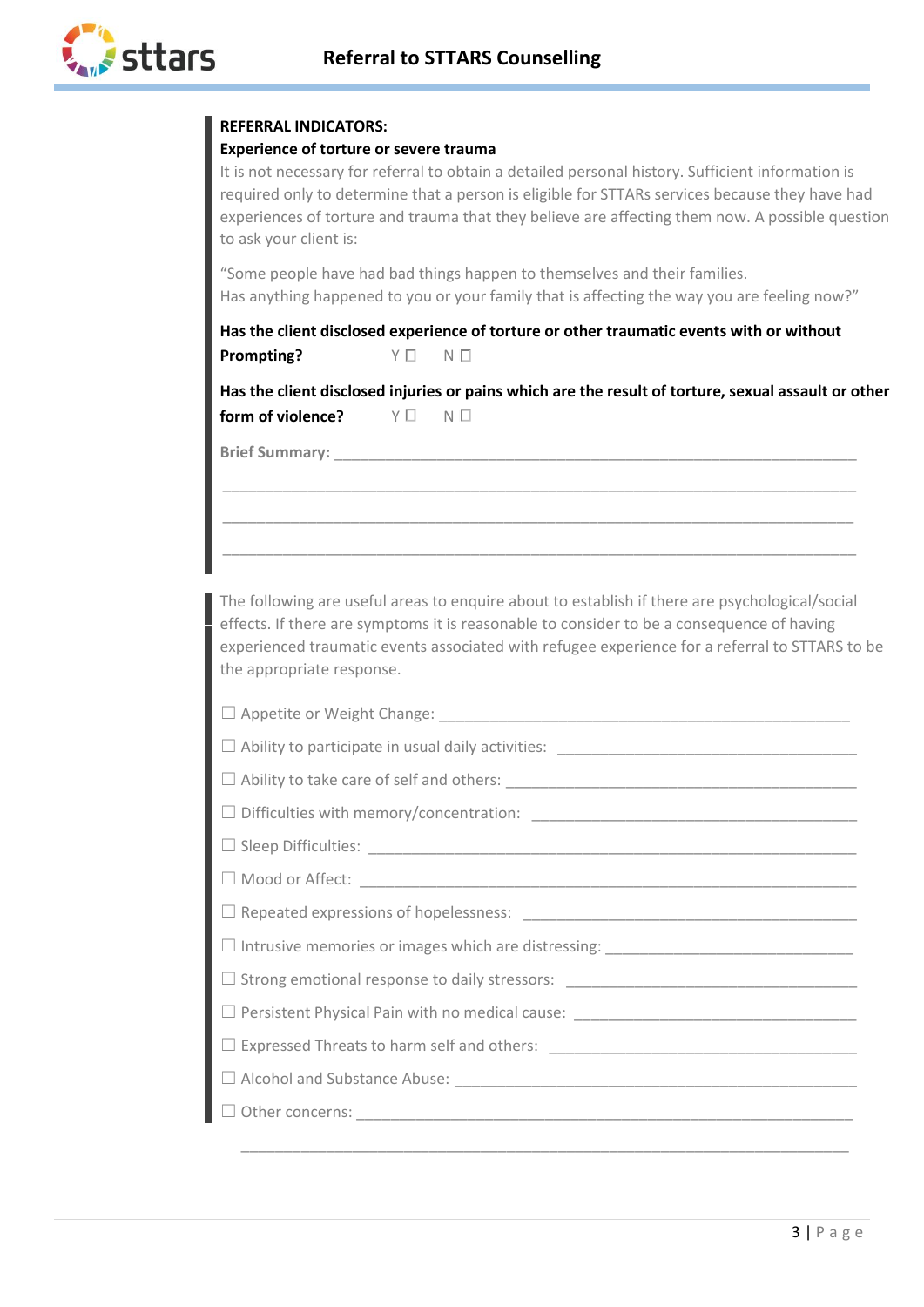**REFERRAL INDICATORS:**

**Experience of torture or severe trauma**

It is not necessary for referral to obtain a detailed personal history. Sufficient information is required only to determine that a person is eligible for STTARs services because they have had experiences of torture and trauma that they believe are affecting them now. A possible question to ask your client is:

"Some people have had bad things happen to themselves and their families.
Has anything happened to you or your family that is affecting the way you are feeling now?"

**Has the client disclosed experience of torture or other traumatic events with or without Prompting?** Y ☐ N ☐

**Has the client disclosed injuries or pains which are the result of torture, sexual assault or other form of violence?** Y ☐ N ☐

**Brief Summary:** ____________________________________________________________

________________________________________________________________________

________________________________________________________________________

________________________________________________________________________

The following are useful areas to enquire about to establish if there are psychological/social effects. If there are symptoms it is reasonable to consider to be a consequence of having experienced traumatic events associated with refugee experience for a referral to STTARS to be the appropriate response.

- ☐ Appetite or Weight Change: ____________________________________________
- ☐ Ability to participate in usual daily activities: ____________________________
- ☐ Ability to take care of self and others: ___________________________________
- ☐ Difficulties with memory/concentration: __________________________________
- ☐ Sleep Difficulties: ____________________________________________________
- ☐ Mood or Affect: ______________________________________________________
- ☐ Repeated expressions of hopelessness: ___________________________________
- ☐ Intrusive memories or images which are distressing: _______________________
- ☐ Strong emotional response to daily stressors: _____________________________
- ☐ Persistent Physical Pain with no medical cause: ___________________________
- ☐ Expressed Threats to harm self and others: _______________________________
- ☐ Alcohol and Substance Abuse: ________________________________________
- ☐ Other concerns: _____________________________________________________

  ________________________________________________________________________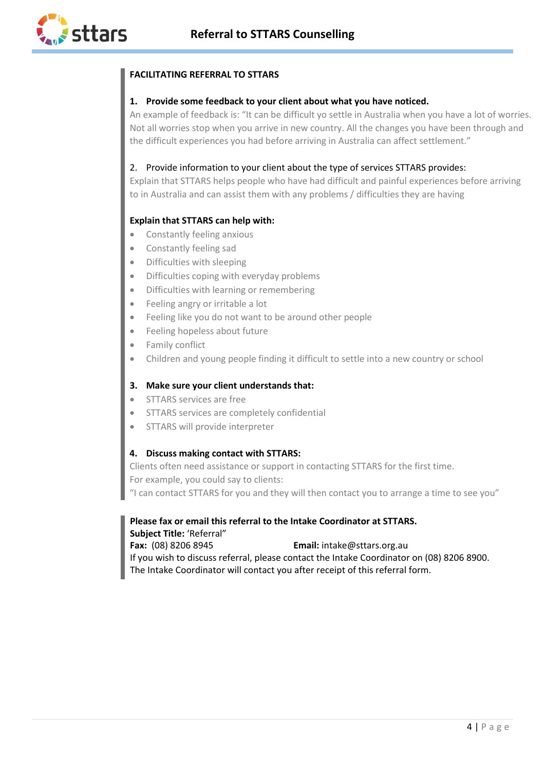**FACILITATING REFERRAL TO STTARS**

**1. Provide some feedback to your client about what you have noticed.**

An example of feedback is: "It can be difficult yo settle in Australia when you have a lot of worries. Not all worries stop when you arrive in new country. All the changes you have been through and the difficult experiences you had before arriving in Australia can affect settlement."

2. Provide information to your client about the type of services STTARS provides:

Explain that STTARS helps people who have had difficult and painful experiences before arriving to in Australia and can assist them with any problems / difficulties they are having

**Explain that STTARS can help with:**

- Constantly feeling anxious
- Constantly feeling sad
- Difficulties with sleeping
- Difficulties coping with everyday problems
- Difficulties with learning or remembering
- Feeling angry or irritable a lot
- Feeling like you do not want to be around other people
- Feeling hopeless about future
- Family conflict
- Children and young people finding it difficult to settle into a new country or school

**3. Make sure your client understands that:**

- STTARS services are free
- STTARS services are completely confidential
- STTARS will provide interpreter

**4. Discuss making contact with STTARS:**

Clients often need assistance or support in contacting STTARS for the first time.
For example, you could say to clients:
"I can contact STTARS for you and they will then contact you to arrange a time to see you"

**Please fax or email this referral to the Intake Coordinator at STTARS.**
**Subject Title:** 'Referral'
**Fax:** (08) 8206 8945 **Email:** intake@sttars.org.au
If you wish to discuss referral, please contact the Intake Coordinator on (08) 8206 8900.
The Intake Coordinator will contact you after receipt of this referral form.